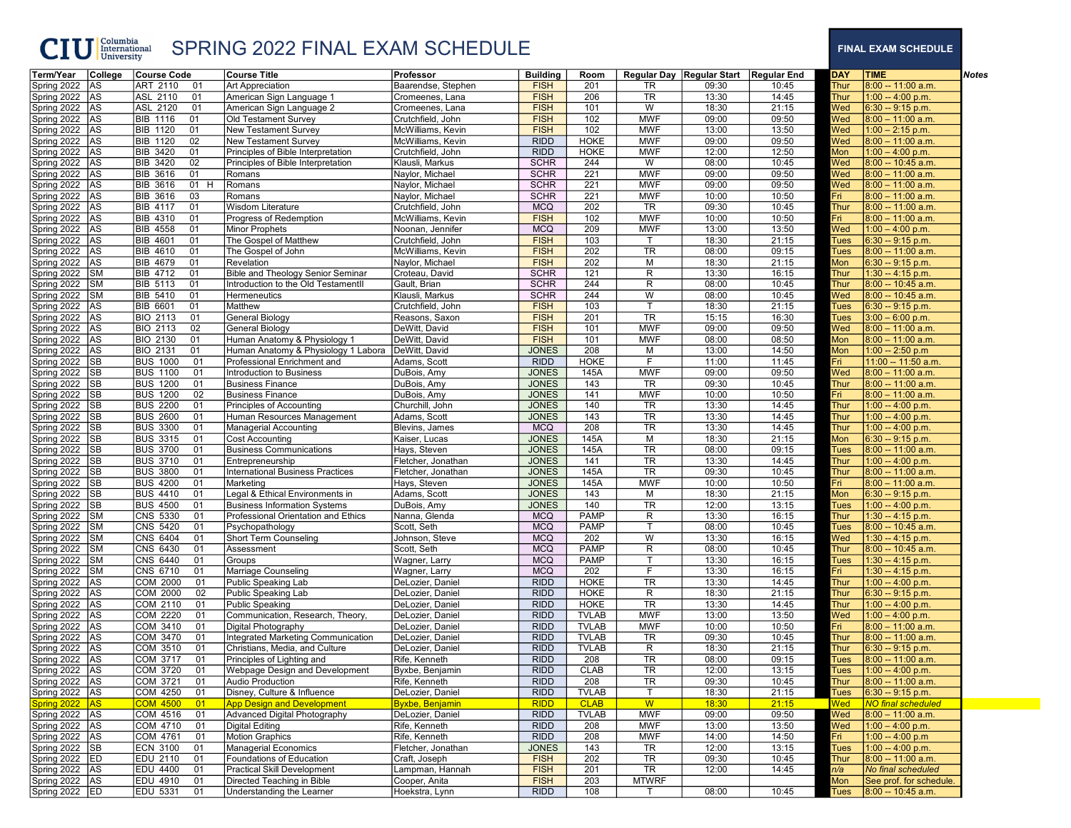# CIU Columbia International University — SPRING 2022 FINAL EXAM SCHEDULE

**FINAL EXAM SCHEDULE**

| Term/Year | College | Course Code | Course Title | Professor | Building | Room | Regular Day | Regular Start | Regular End | DAY | TIME | Notes |
|---|---|---|---|---|---|---|---|---|---|---|---|---|
| Spring 2022 | AS | ART 2110 01 | Art Appreciation | Baarendse, Stephen | FISH | 201 | TR | 09:30 | 10:45 | Thur | 8:00 -- 11:00 a.m. | |
| Spring 2022 | AS | ASL 2110 01 | American Sign Language 1 | Cromeenes, Lana | FISH | 206 | TR | 13:30 | 14:45 | Thur | 1:00 -- 4:00 p.m. | |
| Spring 2022 | AS | ASL 2120 01 | American Sign Language 2 | Cromeenes, Lana | FISH | 101 | W | 18:30 | 21:15 | Wed | 6:30 -- 9:15 p.m. | |
| Spring 2022 | AS | BIB 1116 01 | Old Testament Survey | Crutchfield, John | FISH | 102 | MWF | 09:00 | 09:50 | Wed | 8:00 -- 11:00 a.m. | |
| Spring 2022 | AS | BIB 1120 01 | New Testament Survey | McWilliams, Kevin | FISH | 102 | MWF | 13:00 | 13:50 | Wed | 1:00 -- 2:15 p.m. | |
| Spring 2022 | AS | BIB 1120 02 | New Testament Survey | McWilliams, Kevin | RIDD | HOKE | MWF | 09:00 | 09:50 | Wed | 8:00 -- 11:00 a.m. | |
| Spring 2022 | AS | BIB 3420 01 | Principles of Bible Interpretation | Crutchfield, John | RIDD | HOKE | MWF | 12:00 | 12:50 | Mon | 1:00 -- 4:00 p.m. | |
| Spring 2022 | AS | BIB 3420 02 | Principles of Bible Interpretation | Klausli, Markus | SCHR | 244 | W | 08:00 | 10:45 | Wed | 8:00 -- 10:45 a.m. | |
| Spring 2022 | AS | BIB 3616 01 | Romans | Naylor, Michael | SCHR | 221 | MWF | 09:00 | 09:50 | Wed | 8:00 -- 11:00 a.m. | |
| Spring 2022 | AS | BIB 3616 01 H | Romans | Naylor, Michael | SCHR | 221 | MWF | 09:00 | 09:50 | Wed | 8:00 -- 11:00 a.m. | |
| Spring 2022 | AS | BIB 3616 03 | Romans | Naylor, Michael | SCHR | 221 | MWF | 10:00 | 10:50 | Fri | 8:00 -- 11:00 a.m. | |
| Spring 2022 | AS | BIB 4117 01 | Wisdom Literature | Crutchfield, John | MCQ | 202 | TR | 09:30 | 10:45 | Thur | 8:00 -- 11:00 a.m. | |
| Spring 2022 | AS | BIB 4310 01 | Progress of Redemption | McWilliams, Kevin | FISH | 102 | MWF | 10:00 | 10:50 | Fri | 8:00 -- 11:00 a.m. | |
| Spring 2022 | AS | BIB 4558 01 | Minor Prophets | Noonan, Jennifer | MCQ | 209 | MWF | 13:00 | 13:50 | Wed | 1:00 -- 4:00 p.m. | |
| Spring 2022 | AS | BIB 4601 01 | The Gospel of Matthew | Crutchfield, John | FISH | 103 | T | 18:30 | 21:15 | Tues | 6:30 -- 9:15 p.m. | |
| Spring 2022 | AS | BIB 4610 01 | The Gospel of John | McWilliams, Kevin | FISH | 202 | TR | 08:00 | 09:15 | Tues | 8:00 -- 11:00 a.m. | |
| Spring 2022 | AS | BIB 4679 01 | Revelation | Naylor, Michael | FISH | 202 | M | 18:30 | 21:15 | Mon | 6:30 -- 9:15 p.m. | |
| Spring 2022 | SM | BIB 4712 01 | Bible and Theology Senior Seminar | Croteau, David | SCHR | 121 | R | 13:30 | 16:15 | Thur | 1:30 -- 4:15 p.m. | |
| Spring 2022 | SM | BIB 5113 01 | Introduction to the Old TestamentII | Gault, Brian | SCHR | 244 | R | 08:00 | 10:45 | Thur | 8:00 -- 10:45 a.m. | |
| Spring 2022 | SM | BIB 5410 01 | Hermeneutics | Klausli, Markus | SCHR | 244 | W | 08:00 | 10:45 | Wed | 8:00 -- 10:45 a.m. | |
| Spring 2022 | AS | BIB 6601 01 | Matthew | Crutchfield, John | FISH | 103 | T | 18:30 | 21:15 | Tues | 6:30 -- 9:15 p.m. | |
| Spring 2022 | AS | BIO 2113 01 | General Biology | Reasons, Saxon | FISH | 201 | TR | 15:15 | 16:30 | Tues | 3:00 -- 6:00 p.m. | |
| Spring 2022 | AS | BIO 2113 02 | General Biology | DeWitt, David | FISH | 101 | MWF | 09:00 | 09:50 | Wed | 8:00 -- 11:00 a.m. | |
| Spring 2022 | AS | BIO 2130 01 | Human Anatomy & Physiology 1 | DeWitt, David | FISH | 101 | MWF | 08:00 | 08:50 | Mon | 8:00 -- 11:00 a.m. | |
| Spring 2022 | AS | BIO 2131 01 | Human Anatomy & Physiology 1 Labora | DeWitt, David | JONES | 208 | M | 13:00 | 14:50 | Mon | 1:00 -- 2:50 p.m | |
| Spring 2022 | SB | BUS 1000 01 | Professional Enrichment and | Adams, Scott | RIDD | HOKE | F | 11:00 | 11:45 | Fri | 11:00 -- 11:50 a.m. | |
| Spring 2022 | SB | BUS 1100 01 | Introduction to Business | DuBois, Amy | JONES | 145A | MWF | 09:00 | 09:50 | Wed | 8:00 -- 11:00 a.m. | |
| Spring 2022 | SB | BUS 1200 01 | Business Finance | DuBois, Amy | JONES | 143 | TR | 09:30 | 10:45 | Thur | 8:00 -- 11:00 a.m. | |
| Spring 2022 | SB | BUS 1200 02 | Business Finance | DuBois, Amy | JONES | 141 | MWF | 10:00 | 10:50 | Fri | 8:00 -- 11:00 a.m. | |
| Spring 2022 | SB | BUS 2200 01 | Principles of Accounting | Churchill, John | JONES | 140 | TR | 13:30 | 14:45 | Thur | 1:00 -- 4:00 p.m. | |
| Spring 2022 | SB | BUS 2600 01 | Human Resources Management | Adams, Scott | JONES | 143 | TR | 13:30 | 14:45 | Thur | 1:00 -- 4:00 p.m. | |
| Spring 2022 | SB | BUS 3300 01 | Managerial Accounting | Blevins, James | MCQ | 208 | TR | 13:30 | 14:45 | Thur | 1:00 -- 4:00 p.m. | |
| Spring 2022 | SB | BUS 3315 01 | Cost Accounting | Kaiser, Lucas | JONES | 145A | M | 18:30 | 21:15 | Mon | 6:30 -- 9:15 p.m. | |
| Spring 2022 | SB | BUS 3700 01 | Business Communications | Hays, Steven | JONES | 145A | TR | 08:00 | 09:15 | Tues | 8:00 -- 11:00 a.m. | |
| Spring 2022 | SB | BUS 3710 01 | Entrepreneurship | Fletcher, Jonathan | JONES | 141 | TR | 13:30 | 14:45 | Thur | 1:00 -- 4:00 p.m. | |
| Spring 2022 | SB | BUS 3800 01 | International Business Practices | Fletcher, Jonathan | JONES | 145A | TR | 09:30 | 10:45 | Thur | 8:00 -- 11:00 a.m. | |
| Spring 2022 | SB | BUS 4200 01 | Marketing | Hays, Steven | JONES | 145A | MWF | 10:00 | 10:50 | Fri | 8:00 -- 11:00 a.m. | |
| Spring 2022 | SB | BUS 4410 01 | Legal & Ethical Environments in | Adams, Scott | JONES | 143 | M | 18:30 | 21:15 | Mon | 6:30 -- 9:15 p.m. | |
| Spring 2022 | SB | BUS 4500 01 | Business Information Systems | DuBois, Amy | JONES | 140 | TR | 12:00 | 13:15 | Tues | 1:00 -- 4:00 p.m. | |
| Spring 2022 | SM | CNS 5330 01 | Professional Orientation and Ethics | Nanna, Glenda | MCQ | PAMP | R | 13:30 | 16:15 | Thur | 1:30 -- 4:15 p.m. | |
| Spring 2022 | SM | CNS 5420 01 | Psychopathology | Scott, Seth | MCQ | PAMP | T | 08:00 | 10:45 | Tues | 8:00 -- 10:45 a.m. | |
| Spring 2022 | SM | CNS 6404 01 | Short Term Counseling | Johnson, Steve | MCQ | 202 | W | 13:30 | 16:15 | Wed | 1:30 -- 4:15 p.m. | |
| Spring 2022 | SM | CNS 6430 01 | Assessment | Scott, Seth | MCQ | PAMP | R | 08:00 | 10:45 | Thur | 8:00 -- 10:45 a.m. | |
| Spring 2022 | SM | CNS 6440 01 | Groups | Wagner, Larry | MCQ | PAMP | T | 13:30 | 16:15 | Tues | 1:30 -- 4:15 p.m. | |
| Spring 2022 | SM | CNS 6710 01 | Marriage Counseling | Wagner, Larry | MCQ | 202 | F | 13:30 | 16:15 | Fri | 1:30 -- 4:15 p.m. | |
| Spring 2022 | AS | COM 2000 01 | Public Speaking Lab | DeLozier, Daniel | RIDD | HOKE | TR | 13:30 | 14:45 | Thur | 1:00 -- 4:00 p.m. | |
| Spring 2022 | AS | COM 2000 02 | Public Speaking Lab | DeLozier, Daniel | RIDD | HOKE | R | 18:30 | 21:15 | Thur | 6:30 -- 9:15 p.m. | |
| Spring 2022 | AS | COM 2110 01 | Public Speaking | DeLozier, Daniel | RIDD | HOKE | TR | 13:30 | 14:45 | Thur | 1:00 -- 4:00 p.m. | |
| Spring 2022 | AS | COM 2220 01 | Communication, Research, Theory, | DeLozier, Daniel | RIDD | TVLAB | MWF | 13:00 | 13:50 | Wed | 1:00 -- 4:00 p.m. | |
| Spring 2022 | AS | COM 3410 01 | Digital Photography | DeLozier, Daniel | RIDD | TVLAB | MWF | 10:00 | 10:50 | Fri | 8:00 -- 11:00 a.m. | |
| Spring 2022 | AS | COM 3470 01 | Integrated Marketing Communication | DeLozier, Daniel | RIDD | TVLAB | TR | 09:30 | 10:45 | Thur | 8:00 -- 11:00 a.m. | |
| Spring 2022 | AS | COM 3510 01 | Christians, Media, and Culture | DeLozier, Daniel | RIDD | TVLAB | R | 18:30 | 21:15 | Thur | 6:30 -- 9:15 p.m. | |
| Spring 2022 | AS | COM 3717 01 | Principles of Lighting and | Rife, Kenneth | RIDD | 208 | TR | 08:00 | 09:15 | Tues | 8:00 -- 11:00 a.m. | |
| Spring 2022 | AS | COM 3720 01 | Webpage Design and Development | Byxbe, Benjamin | RIDD | CLAB | TR | 12:00 | 13:15 | Tues | 1:00 -- 4:00 p.m. | |
| Spring 2022 | AS | COM 3721 01 | Audio Production | Rife, Kenneth | RIDD | 208 | TR | 09:30 | 10:45 | Thur | 8:00 -- 11:00 a.m. | |
| Spring 2022 | AS | COM 4250 01 | Disney, Culture & Influence | DeLozier, Daniel | RIDD | TVLAB | T | 18:30 | 21:15 | Tues | 6:30 -- 9:15 p.m. | |
| Spring 2022 | AS | COM 4500 01 | App Design and Development | Byxbe, Benjamin | RIDD | CLAB | W | 18:30 | 21:15 | Wed | *NO final scheduled* | |
| Spring 2022 | AS | COM 4516 01 | Advanced Digital Photography | DeLozier, Daniel | RIDD | TVLAB | MWF | 09:00 | 09:50 | Wed | 8:00 -- 11:00 a.m. | |
| Spring 2022 | AS | COM 4710 01 | Digital Editing | Rife, Kenneth | RIDD | 208 | MWF | 13:00 | 13:50 | Wed | 1:00 -- 4:00 p.m. | |
| Spring 2022 | AS | COM 4761 01 | Motion Graphics | Rife, Kenneth | RIDD | 208 | MWF | 14:00 | 14:50 | Fri | 1:00 -- 4:00 p.m | |
| Spring 2022 | SB | ECN 3100 01 | Managerial Economics | Fletcher, Jonathan | JONES | 143 | TR | 12:00 | 13:15 | Tues | 1:00 -- 4:00 p.m. | |
| Spring 2022 | ED | EDU 2110 01 | Foundations of Education | Craft, Joseph | FISH | 202 | TR | 09:30 | 10:45 | Thur | 8:00 -- 11:00 a.m. | |
| Spring 2022 | AS | EDU 4400 01 | Practical Skill Development | Lampman, Hannah | FISH | 201 | TR | 12:00 | 14:45 | *n/a* | *No final scheduled* | |
| Spring 2022 | AS | EDU 4910 01 | Directed Teaching in Bible | Cooper, Anita | FISH | 203 | MTWRF | | | Mon | See prof. for schedule. | |
| Spring 2022 | ED | EDU 5331 01 | Understanding the Learner | Hoekstra, Lynn | RIDD | 108 | T | 08:00 | 10:45 | Tues | 8:00 -- 10:45 a.m. | |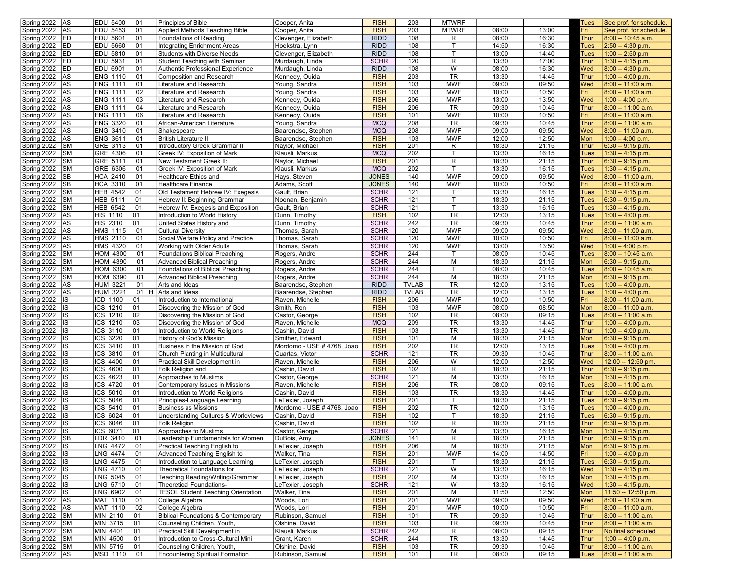| | | | | | | | | | | | | |
|---|---|---|---|---|---|---|---|---|---|---|---|---|
| Spring 2022 | AS | EDU 5400 | 01 | Principles of Bible | Cooper, Anita | FISH | 203 | MTWRF | | | Tues | See prof. for schedule. |
| Spring 2022 | AS | EDU 5453 | 01 | Applied Methods Teaching Bible | Cooper, Anita | FISH | 203 | MTWRF | 08:00 | 13:00 | Fri | See prof. for schedule. |
| Spring 2022 | ED | EDU 5601 | 01 | Foundations of Reading | Clevenger, Elizabeth | RIDD | 108 | R | 08:00 | 16:30 | Thur | 8:00 -- 10:45 a.m. |
| Spring 2022 | ED | EDU 5660 | 01 | Integrating Enrichment Areas | Hoekstra, Lynn | RIDD | 108 | T | 14:50 | 16:30 | Tues | 2:50 -- 4:30 p.m. |
| Spring 2022 | ED | EDU 5810 | 01 | Students with Diverse Needs | Clevenger, Elizabeth | RIDD | 108 | T | 13:00 | 14:40 | Tues | 1:00 -- 2:50 p.m |
| Spring 2022 | ED | EDU 5931 | 01 | Student Teaching with Seminar | Murdaugh, Linda | SCHR | 120 | R | 13:30 | 17:00 | Thur | 1:30 -- 4:15 p.m. |
| Spring 2022 | ED | EDU 6901 | 01 | Authentic Professional Experience | Murdaugh, Linda | RIDD | 108 | W | 08:00 | 16:30 | Wed | 8:00 -- 4:30 p.m. |
| Spring 2022 | AS | ENG 1110 | 01 | Composition and Research | Kennedy, Ouida | FISH | 203 | TR | 13:30 | 14:45 | Thur | 1:00 -- 4:00 p.m. |
| Spring 2022 | AS | ENG 1111 | 01 | Literature and Research | Young, Sandra | FISH | 103 | MWF | 09:00 | 09:50 | Wed | 8:00 – 11:00 a.m. |
| Spring 2022 | AS | ENG 1111 | 02 | Literature and Research | Young, Sandra | FISH | 103 | MWF | 10:00 | 10:50 | Fri | 8:00 – 11:00 a.m. |
| Spring 2022 | AS | ENG 1111 | 03 | Literature and Research | Kennedy, Ouida | FISH | 206 | MWF | 13:00 | 13:50 | Wed | 1:00 – 4:00 p.m. |
| Spring 2022 | AS | ENG 1111 | 04 | Literature and Research | Kennedy, Ouida | FISH | 206 | TR | 09:30 | 10:45 | Thur | 8:00 -- 11:00 a.m. |
| Spring 2022 | AS | ENG 1111 | 06 | Literature and Research | Kennedy, Ouida | FISH | 101 | MWF | 10:00 | 10:50 | Fri | 8:00 – 11:00 a.m. |
| Spring 2022 | AS | ENG 3320 | 01 | African-American Literature | Young, Sandra | MCQ | 208 | TR | 09:30 | 10:45 | Thur | 8:00 -- 11:00 a.m. |
| Spring 2022 | AS | ENG 3410 | 01 | Shakespeare | Baarendse, Stephen | MCQ | 208 | MWF | 09:00 | 09:50 | Wed | 8:00 – 11:00 a.m. |
| Spring 2022 | AS | ENG 3611 | 01 | British Literature II | Baarendse, Stephen | FISH | 103 | MWF | 12:00 | 12:50 | Mon | 1:00 -- 4:00 p.m. |
| Spring 2022 | SM | GRE 3113 | 01 | Introductory Greek Grammar II | Naylor, Michael | FISH | 201 | R | 18:30 | 21:15 | Thur | 6:30 -- 9:15 p.m. |
| Spring 2022 | SM | GRE 4306 | 01 | Greek IV: Exposition of Mark | Klausli, Markus | MCQ | 202 | T | 13:30 | 16:15 | Tues | 1:30 -- 4:15 p.m. |
| Spring 2022 | SM | GRE 5111 | 01 | New Testament Greek II: | Naylor, Michael | FISH | 201 | R | 18:30 | 21:15 | Thur | 6:30 -- 9:15 p.m. |
| Spring 2022 | SM | GRE 6306 | 01 | Greek IV: Exposition of Mark | Klausli, Markus | MCQ | 202 | T | 13:30 | 16:15 | Tues | 1:30 -- 4:15 p.m. |
| Spring 2022 | SB | HCA 2410 | 01 | Healthcare Ethics and | Hays, Steven | JONES | 140 | MWF | 09:00 | 09:50 | Wed | 8:00 – 11:00 a.m. |
| Spring 2022 | SB | HCA 3310 | 01 | Healthcare Finance | Adams, Scott | JONES | 140 | MWF | 10:00 | 10:50 | Fri | 8:00 – 11:00 a.m. |
| Spring 2022 | SM | HEB 4542 | 01 | Old Testament Hebrew IV: Exegesis | Gault, Brian | SCHR | 121 | T | 13:30 | 16:15 | Tues | 1:30 -- 4:15 p.m. |
| Spring 2022 | SM | HEB 5111 | 01 | Hebrew II: Beginning Grammar | Noonan, Benjamin | SCHR | 121 | T | 18:30 | 21:15 | Tues | 6:30 -- 9:15 p.m. |
| Spring 2022 | SM | HEB 6542 | 01 | Hebrew IV: Exegesis and Exposition | Gault, Brian | SCHR | 121 | T | 13:30 | 16:15 | Tues | 1:30 -- 4:15 p.m. |
| Spring 2022 | AS | HIS 1110 | 01 | Introduction to World History | Dunn, Timothy | FISH | 102 | TR | 12:00 | 13:15 | Tues | 1:00 -- 4:00 p.m. |
| Spring 2022 | AS | HIS 2310 | 01 | United States History and | Dunn, Timothy | SCHR | 242 | TR | 09:30 | 10:45 | Thur | 8:00 -- 11:00 a.m. |
| Spring 2022 | AS | HMS 1115 | 01 | Cultural Diversity | Thomas, Sarah | SCHR | 120 | MWF | 09:00 | 09:50 | Wed | 8:00 – 11:00 a.m. |
| Spring 2022 | AS | HMS 2110 | 01 | Social Welfare Policy and Practice | Thomas, Sarah | SCHR | 120 | MWF | 10:00 | 10:50 | Fri | 8:00 – 11:00 a.m. |
| Spring 2022 | AS | HMS 4320 | 01 | Working with Older Adults | Thomas, Sarah | SCHR | 120 | MWF | 13:00 | 13:50 | Wed | 1:00 -- 4:00 p.m. |
| Spring 2022 | SM | HOM 4300 | 01 | Foundations Biblical Preaching | Rogers, Andre | SCHR | 244 | T | 08:00 | 10:45 | Tues | 8:00 -- 10:45 a.m. |
| Spring 2022 | SM | HOM 4390 | 01 | Advanced Biblical Preaching | Rogers, Andre | SCHR | 244 | M | 18:30 | 21:15 | Mon | 6:30 -- 9:15 p.m. |
| Spring 2022 | SM | HOM 6300 | 01 | Foundations of Biblical Preaching | Rogers, Andre | SCHR | 244 | T | 08:00 | 10:45 | Tues | 8:00 -- 10:45 a.m. |
| Spring 2022 | SM | HOM 6390 | 01 | Advanced Biblical Preaching | Rogers, Andre | SCHR | 244 | M | 18:30 | 21:15 | Mon | 6:30 -- 9:15 p.m. |
| Spring 2022 | AS | HUM 3221 | 01 | Arts and Ideas | Baarendse, Stephen | RIDD | TVLAB | TR | 12:00 | 13:15 | Tues | 1:00 -- 4:00 p.m. |
| Spring 2022 | AS | HUM 3221 | 01 H | Arts and Ideas | Baarendse, Stephen | RIDD | TVLAB | TR | 12:00 | 13:15 | Tues | 1:00 -- 4:00 p.m. |
| Spring 2022 | IS | ICD 1100 | 01 | Introduction to International | Raven, Michelle | FISH | 206 | MWF | 10:00 | 10:50 | Fri | 8:00 – 11:00 a.m. |
| Spring 2022 | IS | ICS 1210 | 01 | Discovering the Mission of God | Smith, Ron | FISH | 103 | MWF | 08:00 | 08:50 | Mon | 8:00 – 11:00 a.m. |
| Spring 2022 | IS | ICS 1210 | 02 | Discovering the Mission of God | Castor, George | FISH | 102 | TR | 08:00 | 09:15 | Tues | 8:00 – 11:00 a.m. |
| Spring 2022 | IS | ICS 1210 | 03 | Discovering the Mission of God | Raven, Michelle | MCQ | 209 | TR | 13:30 | 14:45 | Thur | 1:00 -- 4:00 p.m. |
| Spring 2022 | IS | ICS 3110 | 01 | Introduction to World Religions | Cashin, David | FISH | 103 | TR | 13:30 | 14:45 | Thur | 1:00 -- 4:00 p.m. |
| Spring 2022 | IS | ICS 3220 | 01 | History of God's Mission | Smither, Edward | FISH | 101 | M | 18:30 | 21:15 | Mon | 6:30 -- 9:15 p.m. |
| Spring 2022 | IS | ICS 3410 | 01 | Business in the Mission of God | Mordomo - USE # 4768, Joao | FISH | 202 | TR | 12:00 | 13:15 | Tues | 1:00 -- 4:00 p.m. |
| Spring 2022 | IS | ICS 3810 | 01 | Church Planting in Multicultural | Cuartas, Victor | SCHR | 121 | TR | 09:30 | 10:45 | Thur | 8:00 -- 11:00 a.m. |
| Spring 2022 | IS | ICS 4400 | 01 | Practical Skill Development in | Raven, Michelle | FISH | 206 | W | 12:00 | 12:50 | Wed | 12:00 -- 12:50 pm. |
| Spring 2022 | IS | ICS 4600 | 01 | Folk Religion and | Cashin, David | FISH | 102 | R | 18:30 | 21:15 | Thur | 6:30 -- 9:15 p.m. |
| Spring 2022 | IS | ICS 4623 | 01 | Approaches to Muslims | Castor, George | SCHR | 121 | M | 13:30 | 16:15 | Mon | 1:30 -- 4:15 p.m. |
| Spring 2022 | IS | ICS 4720 | 01 | Contemporary Issues in Missions | Raven, Michelle | FISH | 206 | TR | 08:00 | 09:15 | Tues | 8:00 -- 11:00 a.m. |
| Spring 2022 | IS | ICS 5010 | 01 | Introduction to World Religions | Cashin, David | FISH | 103 | TR | 13:30 | 14:45 | Thur | 1:00 -- 4:00 p.m. |
| Spring 2022 | IS | ICS 5046 | 01 | Principles-Language Learning | LeTexier, Joseph | FISH | 201 | T | 18:30 | 21:15 | Tues | 6:30 -- 9:15 p.m. |
| Spring 2022 | IS | ICS 5410 | 01 | Business as Missions | Mordomo - USE # 4768, Joao | FISH | 202 | TR | 12:00 | 13:15 | Tues | 1:00 -- 4:00 p.m. |
| Spring 2022 | IS | ICS 6024 | 01 | Understanding Cultures & Worldviews | Cashin, David | FISH | 102 | T | 18:30 | 21:15 | Tues | 6:30 -- 9:15 p.m. |
| Spring 2022 | IS | ICS 6046 | 01 | Folk Religion | Cashin, David | FISH | 102 | R | 18:30 | 21:15 | Thur | 6:30 -- 9:15 p.m. |
| Spring 2022 | IS | ICS 6071 | 01 | Approaches to Muslims | Castor, George | SCHR | 121 | M | 13:30 | 16:15 | Mon | 1:30 -- 4:15 p.m. |
| Spring 2022 | SB | LDR 3410 | 01 | Leadership Fundamentals for Women | DuBois, Amy | JONES | 141 | R | 18:30 | 21:15 | Thur | 6:30 -- 9:15 p.m. |
| Spring 2022 | IS | LNG 4472 | 01 | Practical Teaching English to | LeTexier, Joseph | FISH | 206 | M | 18:30 | 21:15 | Mon | 6:30 -- 9:15 p.m. |
| Spring 2022 | IS | LNG 4474 | 01 | Advanced Teaching English to | Walker, Tina | FISH | 201 | MWF | 14:00 | 14:50 | Fri | 1:00 -- 4:00 p.m |
| Spring 2022 | IS | LNG 4475 | 01 | Introduction to Language Learning | LeTexier, Joseph | FISH | 201 | T | 18:30 | 21:15 | Tues | 6:30 -- 9:15 p.m. |
| Spring 2022 | IS | LNG 4710 | 01 | Theoretical Foundations for | LeTexier, Joseph | SCHR | 121 | W | 13:30 | 16:15 | Wed | 1:30 -- 4:15 p.m. |
| Spring 2022 | IS | LNG 5045 | 01 | Teaching Reading/Writing/Grammar | LeTexier, Joseph | FISH | 202 | M | 13:30 | 16:15 | Mon | 1:30 -- 4:15 p.m. |
| Spring 2022 | IS | LNG 5710 | 01 | Theoretical Foundations- | LeTexier, Joseph | SCHR | 121 | W | 13:30 | 16:15 | Wed | 1:30 -- 4:15 p.m. |
| Spring 2022 | IS | LNG 6902 | 01 | TESOL Student Teaching Orientation | Walker, Tina | FISH | 201 | M | 11:50 | 12:50 | Mon | 11:50 -- 12:50 p.m. |
| Spring 2022 | AS | MAT 1110 | 01 | College Algebra | Woods, Lori | FISH | 201 | MWF | 09:00 | 09:50 | Wed | 8:00 – 11:00 a.m. |
| Spring 2022 | AS | MAT 1110 | 02 | College Algebra | Woods, Lori | FISH | 201 | MWF | 10:00 | 10:50 | Fri | 8:00 – 11:00 a.m. |
| Spring 2022 | SM | MIN 2110 | 01 | Biblical Foundations & Contemporary | Rubinson, Samuel | FISH | 101 | TR | 09:30 | 10:45 | Thur | 8:00 -- 11:00 a.m. |
| Spring 2022 | SM | MIN 3715 | 01 | Counseling Children, Youth, | Olshine, David | FISH | 103 | TR | 09:30 | 10:45 | Thur | 8:00 -- 11:00 a.m. |
| Spring 2022 | SM | MIN 4401 | 01 | Practical Skill Development in | Klausli, Markus | SCHR | 242 | R | 08:00 | 09:15 | Thur | No final scheduled |
| Spring 2022 | SM | MIN 4500 | 01 | Introduction to Cross-Cultural Mini | Grant, Karen | SCHR | 244 | TR | 13:30 | 14:45 | Thur | 1:00 -- 4:00 p.m. |
| Spring 2022 | SM | MIN 5715 | 01 | Counseling Children, Youth, | Olshine, David | FISH | 103 | TR | 09:30 | 10:45 | Thur | 8:00 -- 11:00 a.m. |
| Spring 2022 | AS | MSD 1110 | 01 | Encountering Spiritual Formation | Rubinson, Samuel | FISH | 101 | TR | 08:00 | 09:15 | Tues | 8:00 -- 11:00 a.m. |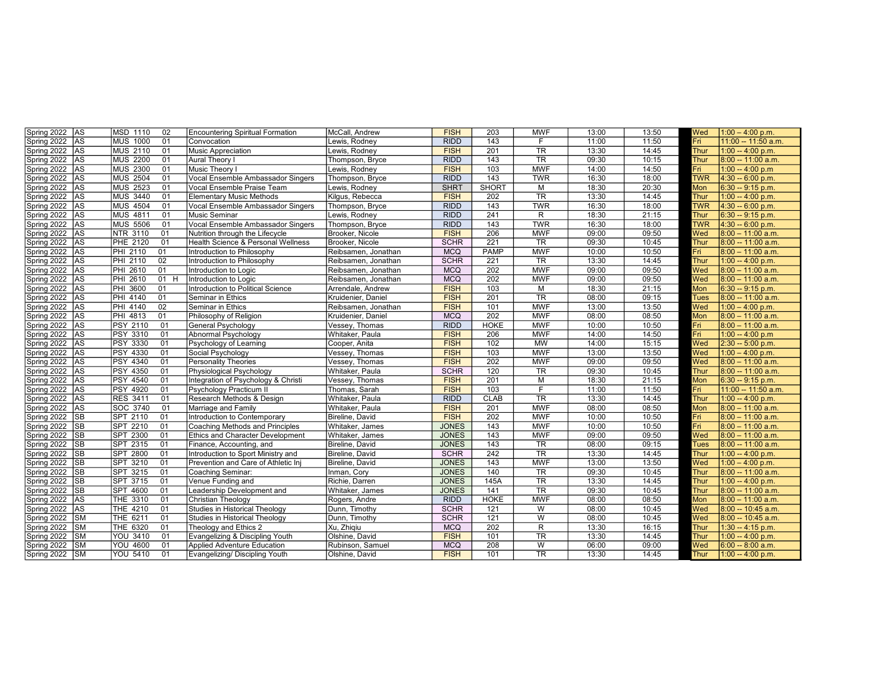| | | | | | | | | | | | | |
|---|---|---|---|---|---|---|---|---|---|---|---|---|
| Spring 2022 | AS | MSD 1110 | 02 | Encountering Spiritual Formation | McCall, Andrew | FISH | 203 | MWF | 13:00 | 13:50 | Wed | 1:00 -- 4:00 p.m. |
| Spring 2022 | AS | MUS 1000 | 01 | Convocation | Lewis, Rodney | RIDD | 143 | F | 11:00 | 11:50 | Fri | 11:00 -- 11:50 a.m. |
| Spring 2022 | AS | MUS 2110 | 01 | Music Appreciation | Lewis, Rodney | FISH | 201 | TR | 13:30 | 14:45 | Thur | 1:00 -- 4:00 p.m. |
| Spring 2022 | AS | MUS 2200 | 01 | Aural Theory I | Thompson, Bryce | RIDD | 143 | TR | 09:30 | 10:15 | Thur | 8:00 -- 11:00 a.m. |
| Spring 2022 | AS | MUS 2300 | 01 | Music Theory I | Lewis, Rodney | FISH | 103 | MWF | 14:00 | 14:50 | Fri | 1:00 -- 4:00 p.m |
| Spring 2022 | AS | MUS 2504 | 01 | Vocal Ensemble Ambassador Singers | Thompson, Bryce | RIDD | 143 | TWR | 16:30 | 18:00 | TWR | 4:30 -- 6:00 p.m. |
| Spring 2022 | AS | MUS 2523 | 01 | Vocal Ensemble Praise Team | Lewis, Rodney | SHRT | SHORT | M | 18:30 | 20:30 | Mon | 6:30 -- 9:15 p.m. |
| Spring 2022 | AS | MUS 3440 | 01 | Elementary Music Methods | Kilgus, Rebecca | FISH | 202 | TR | 13:30 | 14:45 | Thur | 1:00 -- 4:00 p.m. |
| Spring 2022 | AS | MUS 4504 | 01 | Vocal Ensemble Ambassador Singers | Thompson, Bryce | RIDD | 143 | TWR | 16:30 | 18:00 | TWR | 4:30 -- 6:00 p.m. |
| Spring 2022 | AS | MUS 4811 | 01 | Music Seminar | Lewis, Rodney | RIDD | 241 | R | 18:30 | 21:15 | Thur | 6:30 -- 9:15 p.m. |
| Spring 2022 | AS | MUS 5506 | 01 | Vocal Ensemble Ambassador Singers | Thompson, Bryce | RIDD | 143 | TWR | 16:30 | 18:00 | TWR | 4:30 -- 6:00 p.m. |
| Spring 2022 | AS | NTR 3110 | 01 | Nutrition through the Lifecycle | Brooker, Nicole | FISH | 206 | MWF | 09:00 | 09:50 | Wed | 8:00 -- 11:00 a.m. |
| Spring 2022 | AS | PHE 2120 | 01 | Health Science & Personal Wellness | Brooker, Nicole | SCHR | 221 | TR | 09:30 | 10:45 | Thur | 8:00 -- 11:00 a.m. |
| Spring 2022 | AS | PHI 2110 | 01 | Introduction to Philosophy | Reibsamen, Jonathan | MCQ | PAMP | MWF | 10:00 | 10:50 | Fri | 8:00 -- 11:00 a.m. |
| Spring 2022 | AS | PHI 2110 | 02 | Introduction to Philosophy | Reibsamen, Jonathan | SCHR | 221 | TR | 13:30 | 14:45 | Thur | 1:00 -- 4:00 p.m. |
| Spring 2022 | AS | PHI 2610 | 01 | Introduction to Logic | Reibsamen, Jonathan | MCQ | 202 | MWF | 09:00 | 09:50 | Wed | 8:00 -- 11:00 a.m. |
| Spring 2022 | AS | PHI 2610 | 01 H | Introduction to Logic | Reibsamen, Jonathan | MCQ | 202 | MWF | 09:00 | 09:50 | Wed | 8:00 -- 11:00 a.m. |
| Spring 2022 | AS | PHI 3600 | 01 | Introduction to Political Science | Arrendale, Andrew | FISH | 103 | M | 18:30 | 21:15 | Mon | 6:30 -- 9:15 p.m. |
| Spring 2022 | AS | PHI 4140 | 01 | Seminar in Ethics | Kruidenier, Daniel | FISH | 201 | TR | 08:00 | 09:15 | Tues | 8:00 -- 11:00 a.m. |
| Spring 2022 | AS | PHI 4140 | 02 | Seminar in Ethics | Reibsamen, Jonathan | FISH | 101 | MWF | 13:00 | 13:50 | Wed | 1:00 -- 4:00 p.m. |
| Spring 2022 | AS | PHI 4813 | 01 | Philosophy of Religion | Kruidenier, Daniel | MCQ | 202 | MWF | 08:00 | 08:50 | Mon | 8:00 -- 11:00 a.m. |
| Spring 2022 | AS | PSY 2110 | 01 | General Psychology | Vessey, Thomas | RIDD | HOKE | MWF | 10:00 | 10:50 | Fri | 8:00 -- 11:00 a.m. |
| Spring 2022 | AS | PSY 3310 | 01 | Abnormal Psychology | Whitaker, Paula | FISH | 206 | MWF | 14:00 | 14:50 | Fri | 1:00 -- 4:00 p.m |
| Spring 2022 | AS | PSY 3330 | 01 | Psychology of Learning | Cooper, Anita | FISH | 102 | MW | 14:00 | 15:15 | Wed | 2:30 -- 5:00 p.m. |
| Spring 2022 | AS | PSY 4330 | 01 | Social Psychology | Vessey, Thomas | FISH | 103 | MWF | 13:00 | 13:50 | Wed | 1:00 -- 4:00 p.m. |
| Spring 2022 | AS | PSY 4340 | 01 | Personality Theories | Vessey, Thomas | FISH | 202 | MWF | 09:00 | 09:50 | Wed | 8:00 -- 11:00 a.m. |
| Spring 2022 | AS | PSY 4350 | 01 | Physiological Psychology | Whitaker, Paula | SCHR | 120 | TR | 09:30 | 10:45 | Thur | 8:00 -- 11:00 a.m. |
| Spring 2022 | AS | PSY 4540 | 01 | Integration of Psychology & Christi | Vessey, Thomas | FISH | 201 | M | 18:30 | 21:15 | Mon | 6:30 -- 9:15 p.m. |
| Spring 2022 | AS | PSY 4920 | 01 | Psychology Practicum II | Thomas, Sarah | FISH | 103 | F | 11:00 | 11:50 | Fri | 11:00 -- 11:50 a.m. |
| Spring 2022 | AS | RES 3411 | 01 | Research Methods & Design | Whitaker, Paula | RIDD | CLAB | TR | 13:30 | 14:45 | Thur | 1:00 -- 4:00 p.m. |
| Spring 2022 | AS | SOC 3740 | 01 | Marriage and Family | Whitaker, Paula | FISH | 201 | MWF | 08:00 | 08:50 | Mon | 8:00 -- 11:00 a.m. |
| Spring 2022 | SB | SPT 2110 | 01 | Introduction to Contemporary | Bireline, David | FISH | 202 | MWF | 10:00 | 10:50 | Fri | 8:00 -- 11:00 a.m. |
| Spring 2022 | SB | SPT 2210 | 01 | Coaching Methods and Principles | Whitaker, James | JONES | 143 | MWF | 10:00 | 10:50 | Fri | 8:00 -- 11:00 a.m. |
| Spring 2022 | SB | SPT 2300 | 01 | Ethics and Character Development | Whitaker, James | JONES | 143 | MWF | 09:00 | 09:50 | Wed | 8:00 -- 11:00 a.m. |
| Spring 2022 | SB | SPT 2315 | 01 | Finance, Accounting, and | Bireline, David | JONES | 143 | TR | 08:00 | 09:15 | Tues | 8:00 -- 11:00 a.m. |
| Spring 2022 | SB | SPT 2800 | 01 | Introduction to Sport Ministry and | Bireline, David | SCHR | 242 | TR | 13:30 | 14:45 | Thur | 1:00 -- 4:00 p.m. |
| Spring 2022 | SB | SPT 3210 | 01 | Prevention and Care of Athletic Inj | Bireline, David | JONES | 143 | MWF | 13:00 | 13:50 | Wed | 1:00 -- 4:00 p.m. |
| Spring 2022 | SB | SPT 3215 | 01 | Coaching Seminar: | Inman, Cory | JONES | 140 | TR | 09:30 | 10:45 | Thur | 8:00 -- 11:00 a.m. |
| Spring 2022 | SB | SPT 3715 | 01 | Venue Funding and | Richie, Darren | JONES | 145A | TR | 13:30 | 14:45 | Thur | 1:00 -- 4:00 p.m. |
| Spring 2022 | SB | SPT 4600 | 01 | Leadership Development and | Whitaker, James | JONES | 141 | TR | 09:30 | 10:45 | Thur | 8:00 -- 11:00 a.m. |
| Spring 2022 | AS | THE 3310 | 01 | Christian Theology | Rogers, Andre | RIDD | HOKE | MWF | 08:00 | 08:50 | Mon | 8:00 -- 11:00 a.m. |
| Spring 2022 | AS | THE 4210 | 01 | Studies in Historical Theology | Dunn, Timothy | SCHR | 121 | W | 08:00 | 10:45 | Wed | 8:00 -- 10:45 a.m. |
| Spring 2022 | SM | THE 6211 | 01 | Studies in Historical Theology | Dunn, Timothy | SCHR | 121 | W | 08:00 | 10:45 | Wed | 8:00 -- 10:45 a.m. |
| Spring 2022 | SM | THE 6320 | 01 | Theology and Ethics 2 | Xu, Zhiqiu | MCQ | 202 | R | 13:30 | 16:15 | Thur | 1:30 -- 4:15 p.m. |
| Spring 2022 | SM | YOU 3410 | 01 | Evangelizing & Discipling Youth | Olshine, David | FISH | 101 | TR | 13:30 | 14:45 | Thur | 1:00 -- 4:00 p.m. |
| Spring 2022 | SM | YOU 4600 | 01 | Applied Adventure Education | Rubinson, Samuel | MCQ | 208 | W | 06:00 | 09:00 | Wed | 6:00 -- 8:00 a.m. |
| Spring 2022 | SM | YOU 5410 | 01 | Evangelizing/ Discipling Youth | Olshine, David | FISH | 101 | TR | 13:30 | 14:45 | Thur | 1:00 -- 4:00 p.m. |